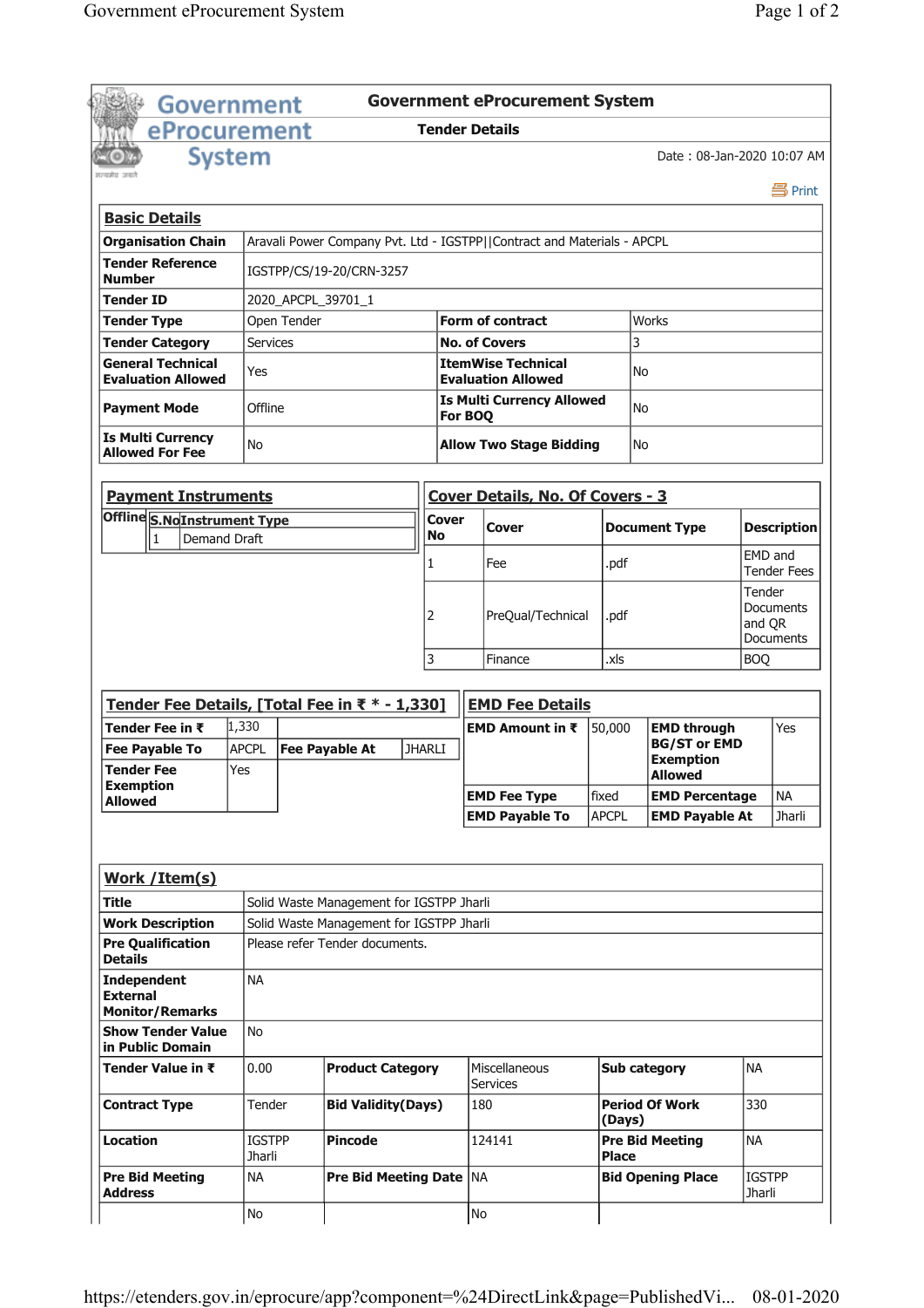# Government eProcurement System

## Tender Details

Date : 08-Jan-2020 10:07 AM

Print

### Basic Details

| | | | |
|---|---|---|---|
| **Organisation Chain** | Aravali Power Company Pvt. Ltd - IGSTPP\|\|Contract and Materials - APCPL | | |
| **Tender Reference Number** | IGSTPP/CS/19-20/CRN-3257 | | |
| **Tender ID** | 2020_APCPL_39701_1 | | |
| **Tender Type** | Open Tender | **Form of contract** | Works |
| **Tender Category** | Services | **No. of Covers** | 3 |
| **General Technical Evaluation Allowed** | Yes | **ItemWise Technical Evaluation Allowed** | No |
| **Payment Mode** | Offline | **Is Multi Currency Allowed For BOQ** | No |
| **Is Multi Currency Allowed For Fee** | No | **Allow Two Stage Bidding** | No |

### Payment Instruments

| Offline | S.No | Instrument Type |
|---|---|---|
| | 1 | Demand Draft |

### Cover Details, No. Of Covers - 3

| Cover No | Cover | Document Type | Description |
|---|---|---|---|
| 1 | Fee | .pdf | EMD and Tender Fees |
| 2 | PreQual/Technical | .pdf | Tender Documents and QR Documents |
| 3 | Finance | .xls | BOQ |

### Tender Fee Details, [Total Fee in ₹ * - 1,330]

| | | | |
|---|---|---|---|
| **Tender Fee in ₹** | 1,330 | | |
| **Fee Payable To** | APCPL | **Fee Payable At** | JHARLI |
| **Tender Fee Exemption Allowed** | Yes | | |

### EMD Fee Details

| | | | |
|---|---|---|---|
| **EMD Amount in ₹** | 50,000 | **EMD through BG/ST or EMD Exemption Allowed** | Yes |
| **EMD Fee Type** | fixed | **EMD Percentage** | NA |
| **EMD Payable To** | APCPL | **EMD Payable At** | Jharli |

### Work /Item(s)

| | | | | | |
|---|---|---|---|---|---|
| **Title** | Solid Waste Management for IGSTPP Jharli | | | | |
| **Work Description** | Solid Waste Management for IGSTPP Jharli | | | | |
| **Pre Qualification Details** | Please refer Tender documents. | | | | |
| **Independent External Monitor/Remarks** | NA | | | | |
| **Show Tender Value in Public Domain** | No | | | | |
| **Tender Value in ₹** | 0.00 | **Product Category** | Miscellaneous Services | **Sub category** | NA |
| **Contract Type** | Tender | **Bid Validity(Days)** | 180 | **Period Of Work (Days)** | 330 |
| **Location** | IGSTPP Jharli | **Pincode** | 124141 | **Pre Bid Meeting Place** | NA |
| **Pre Bid Meeting Address** | NA | **Pre Bid Meeting Date** | NA | **Bid Opening Place** | IGSTPP Jharli |
| | No | | No | | |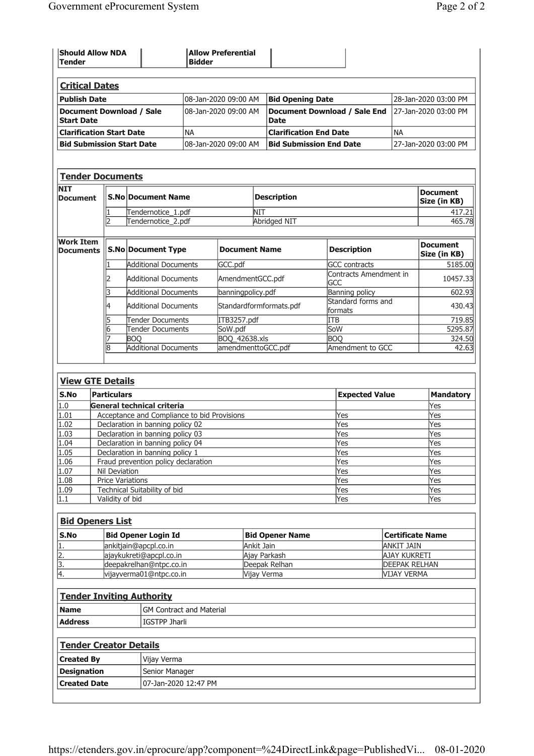| Should Allow NDA Tender | | Allow Preferential Bidder | |
|---|---|---|---|

## Critical Dates

| Publish Date | 08-Jan-2020 09:00 AM | Bid Opening Date | 28-Jan-2020 03:00 PM |
|---|---|---|---|
| Document Download / Sale Start Date | 08-Jan-2020 09:00 AM | Document Download / Sale End Date | 27-Jan-2020 03:00 PM |
| Clarification Start Date | NA | Clarification End Date | NA |
| Bid Submission Start Date | 08-Jan-2020 09:00 AM | Bid Submission End Date | 27-Jan-2020 03:00 PM |

## Tender Documents

**NIT Document**

| S.No | Document Name | Description | Document Size (in KB) |
|---|---|---|---|
| 1 | Tendernotice_1.pdf | NIT | 417.21 |
| 2 | Tendernotice_2.pdf | Abridged NIT | 465.78 |

**Work Item Documents**

| S.No | Document Type | Document Name | Description | Document Size (in KB) |
|---|---|---|---|---|
| 1 | Additional Documents | GCC.pdf | GCC contracts | 5185.00 |
| 2 | Additional Documents | AmendmentGCC.pdf | Contracts Amendment in GCC | 10457.33 |
| 3 | Additional Documents | banningpolicy.pdf | Banning policy | 602.93 |
| 4 | Additional Documents | Standardformformats.pdf | Standard forms and formats | 430.43 |
| 5 | Tender Documents | ITB3257.pdf | ITB | 719.85 |
| 6 | Tender Documents | SoW.pdf | SoW | 5295.87 |
| 7 | BOQ | BOQ_42638.xls | BOQ | 324.50 |
| 8 | Additional Documents | amendmenttoGCC.pdf | Amendment to GCC | 42.63 |

## View GTE Details

| S.No | Particulars | Expected Value | Mandatory |
|---|---|---|---|
| 1.0 | **General technical criteria** | | Yes |
| 1.01 | Acceptance and Compliance to bid Provisions | Yes | Yes |
| 1.02 | Declaration in banning policy 02 | Yes | Yes |
| 1.03 | Declaration in banning policy 03 | Yes | Yes |
| 1.04 | Declaration in banning policy 04 | Yes | Yes |
| 1.05 | Declaration in banning policy 1 | Yes | Yes |
| 1.06 | Fraud prevention policy declaration | Yes | Yes |
| 1.07 | Nil Deviation | Yes | Yes |
| 1.08 | Price Variations | Yes | Yes |
| 1.09 | Technical Suitability of bid | Yes | Yes |
| 1.1 | Validity of bid | Yes | Yes |

## Bid Openers List

| S.No | Bid Opener Login Id | Bid Opener Name | Certificate Name |
|---|---|---|---|
| 1. | ankitjain@apcpl.co.in | Ankit Jain | ANKIT JAIN |
| 2. | ajaykukreti@apcpl.co.in | Ajay Parkash | AJAY KUKRETI |
| 3. | deepakrelhan@ntpc.co.in | Deepak Relhan | DEEPAK RELHAN |
| 4. | vijayverma01@ntpc.co.in | Vijay Verma | VIJAY VERMA |

## Tender Inviting Authority

| Name | GM Contract and Material |
|---|---|
| Address | IGSTPP Jharli |

## Tender Creator Details

| Created By | Vijay Verma |
|---|---|
| Designation | Senior Manager |
| Created Date | 07-Jan-2020 12:47 PM |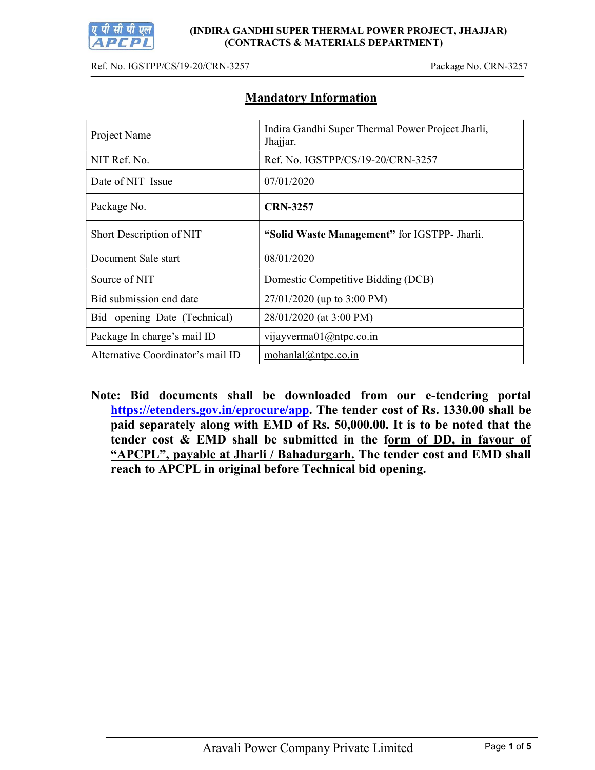(INDIRA GANDHI SUPER THERMAL POWER PROJECT, JHAJJAR)
(CONTRACTS & MATERIALS DEPARTMENT)

Ref. No. IGSTPP/CS/19-20/CRN-3257 Package No. CRN-3257

## Mandatory Information

| | |
|---|---|
| Project Name | Indira Gandhi Super Thermal Power Project Jharli, Jhajjar. |
| NIT Ref. No. | Ref. No. IGSTPP/CS/19-20/CRN-3257 |
| Date of NIT Issue | 07/01/2020 |
| Package No. | **CRN-3257** |
| Short Description of NIT | **"Solid Waste Management"** for IGSTPP- Jharli. |
| Document Sale start | 08/01/2020 |
| Source of NIT | Domestic Competitive Bidding (DCB) |
| Bid submission end date | 27/01/2020 (up to 3:00 PM) |
| Bid opening Date (Technical) | 28/01/2020 (at 3:00 PM) |
| Package In charge's mail ID | vijayverma01@ntpc.co.in |
| Alternative Coordinator's mail ID | mohanlal@ntpc.co.in |

**Note: Bid documents shall be downloaded from our e-tendering portal https://etenders.gov.in/eprocure/app. The tender cost of Rs. 1330.00 shall be paid separately along with EMD of Rs. 50,000.00. It is to be noted that the tender cost & EMD shall be submitted in the form of DD, in favour of "APCPL", payable at Jharli / Bahadurgarh. The tender cost and EMD shall reach to APCPL in original before Technical bid opening.**

Aravali Power Company Private Limited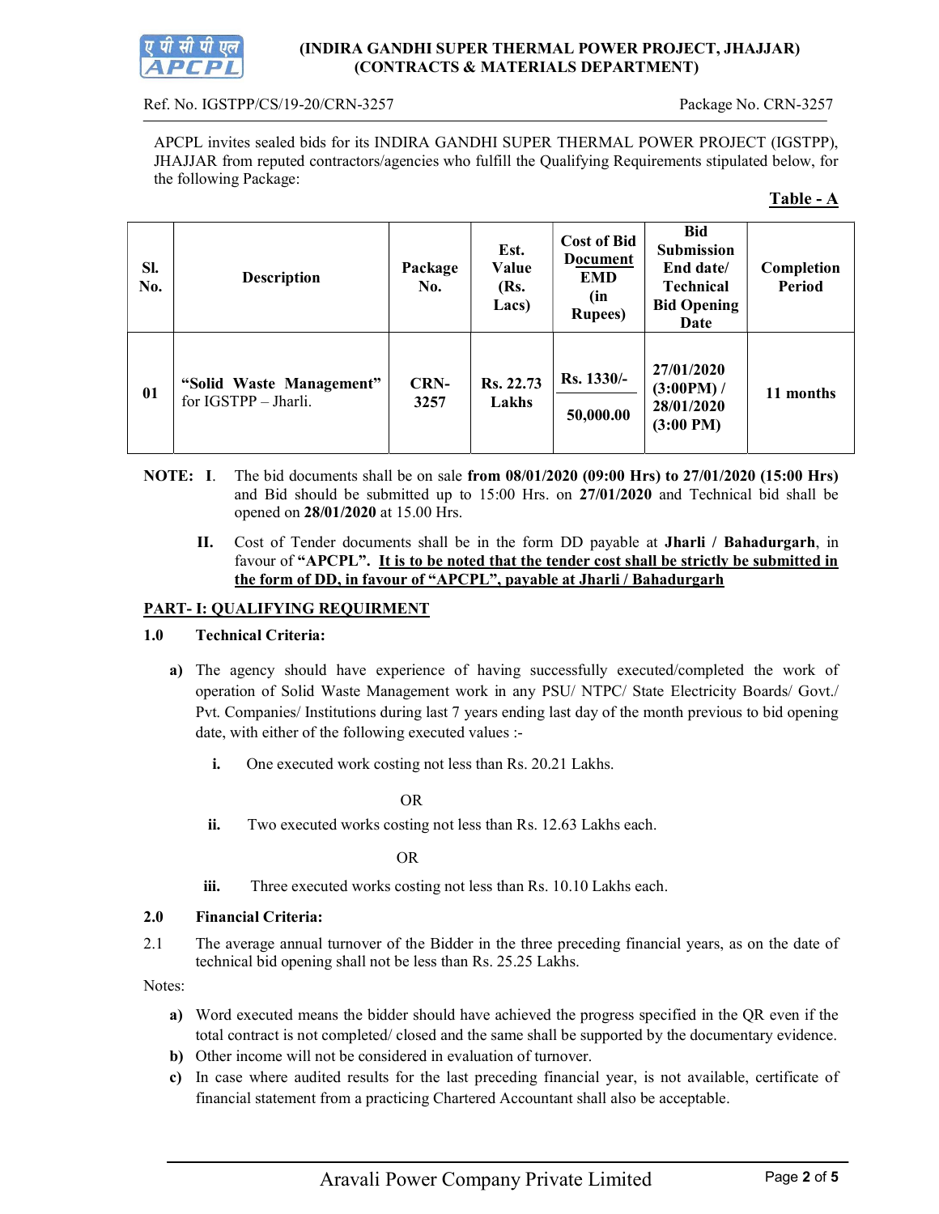(INDIRA GANDHI SUPER THERMAL POWER PROJECT, JHAJJAR)
(CONTRACTS & MATERIALS DEPARTMENT)

Ref. No. IGSTPP/CS/19-20/CRN-3257 Package No. CRN-3257

APCPL invites sealed bids for its INDIRA GANDHI SUPER THERMAL POWER PROJECT (IGSTPP), JHAJJAR from reputed contractors/agencies who fulfill the Qualifying Requirements stipulated below, for the following Package:

**Table - A**

| Sl. No. | Description | Package No. | Est. Value (Rs. Lacs) | Cost of Bid Document / EMD (in Rupees) | Bid Submission End date/ Technical Bid Opening Date | Completion Period |
|---|---|---|---|---|---|---|
| 01 | **"Solid Waste Management"** for IGSTPP – Jharli. | **CRN-3257** | **Rs. 22.73 Lakhs** | **Rs. 1330/-** / **50,000.00** | **27/01/2020 (3:00PM) / 28/01/2020 (3:00 PM)** | **11 months** |

**NOTE: I**. The bid documents shall be on sale **from 08/01/2020 (09:00 Hrs) to 27/01/2020 (15:00 Hrs)** and Bid should be submitted up to 15:00 Hrs. on **27/01/2020** and Technical bid shall be opened on **28/01/2020** at 15.00 Hrs.

**II.** Cost of Tender documents shall be in the form DD payable at **Jharli / Bahadurgarh**, in favour of **"APCPL"**. **It is to be noted that the tender cost shall be strictly be submitted in the form of DD, in favour of "APCPL", payable at Jharli / Bahadurgarh**

## PART- I: QUALIFYING REQUIRMENT

**1.0 Technical Criteria:**

**a)** The agency should have experience of having successfully executed/completed the work of operation of Solid Waste Management work in any PSU/ NTPC/ State Electricity Boards/ Govt./ Pvt. Companies/ Institutions during last 7 years ending last day of the month previous to bid opening date, with either of the following executed values :-

**i.** One executed work costing not less than Rs. 20.21 Lakhs.

OR

**ii.** Two executed works costing not less than Rs. 12.63 Lakhs each.

OR

**iii.** Three executed works costing not less than Rs. 10.10 Lakhs each.

**2.0 Financial Criteria:**

2.1 The average annual turnover of the Bidder in the three preceding financial years, as on the date of technical bid opening shall not be less than Rs. 25.25 Lakhs.

Notes:

**a)** Word executed means the bidder should have achieved the progress specified in the QR even if the total contract is not completed/ closed and the same shall be supported by the documentary evidence.

**b)** Other income will not be considered in evaluation of turnover.

**c)** In case where audited results for the last preceding financial year, is not available, certificate of financial statement from a practicing Chartered Accountant shall also be acceptable.

Aravali Power Company Private Limited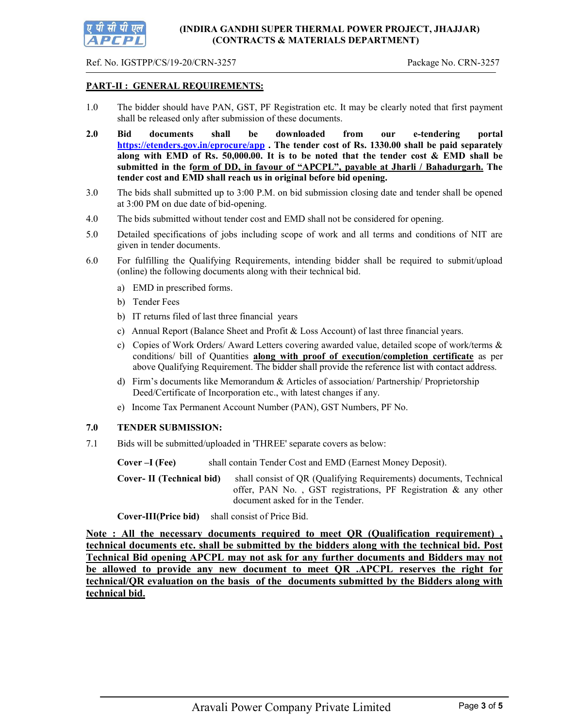**(INDIRA GANDHI SUPER THERMAL POWER PROJECT, JHAJJAR)**
**(CONTRACTS & MATERIALS DEPARTMENT)**

Ref. No. IGSTPP/CS/19-20/CRN-3257 Package No. CRN-3257

## PART-II : GENERAL REQUIREMENTS:

1.0 The bidder should have PAN, GST, PF Registration etc. It may be clearly noted that first payment shall be released only after submission of these documents.

**2.0 Bid documents shall be downloaded from our e-tendering portal [https://etenders.gov.in/eprocure/app](https://etenders.gov.in/eprocure/app) . The tender cost of Rs. 1330.00 shall be paid separately along with EMD of Rs. 50,000.00. It is to be noted that the tender cost & EMD shall be submitted in the form of DD, in favour of "APCPL", payable at Jharli / Bahadurgarh. The tender cost and EMD shall reach us in original before bid opening.**

3.0 The bids shall submitted up to 3:00 P.M. on bid submission closing date and tender shall be opened at 3:00 PM on due date of bid-opening.

4.0 The bids submitted without tender cost and EMD shall not be considered for opening.

5.0 Detailed specifications of jobs including scope of work and all terms and conditions of NIT are given in tender documents.

6.0 For fulfilling the Qualifying Requirements, intending bidder shall be required to submit/upload (online) the following documents along with their technical bid.

- a) EMD in prescribed forms.
- b) Tender Fees
- b) IT returns filed of last three financial years
- c) Annual Report (Balance Sheet and Profit & Loss Account) of last three financial years.
- c) Copies of Work Orders/ Award Letters covering awarded value, detailed scope of work/terms & conditions/ bill of Quantities **along with proof of execution/completion certificate** as per above Qualifying Requirement. The bidder shall provide the reference list with contact address.
- d) Firm's documents like Memorandum & Articles of association/ Partnership/ Proprietorship Deed/Certificate of Incorporation etc., with latest changes if any.
- e) Income Tax Permanent Account Number (PAN), GST Numbers, PF No.

**7.0 TENDER SUBMISSION:**

7.1 Bids will be submitted/uploaded in 'THREE' separate covers as below:

**Cover –I (Fee)** shall contain Tender Cost and EMD (Earnest Money Deposit).

**Cover- II (Technical bid)** shall consist of QR (Qualifying Requirements) documents, Technical offer, PAN No. , GST registrations, PF Registration & any other document asked for in the Tender.

**Cover-III(Price bid)** shall consist of Price Bid.

**Note : All the necessary documents required to meet QR (Qualification requirement) , technical documents etc. shall be submitted by the bidders along with the technical bid. Post Technical Bid opening APCPL may not ask for any further documents and Bidders may not be allowed to provide any new document to meet QR .APCPL reserves the right for technical/QR evaluation on the basis of the documents submitted by the Bidders along with technical bid.**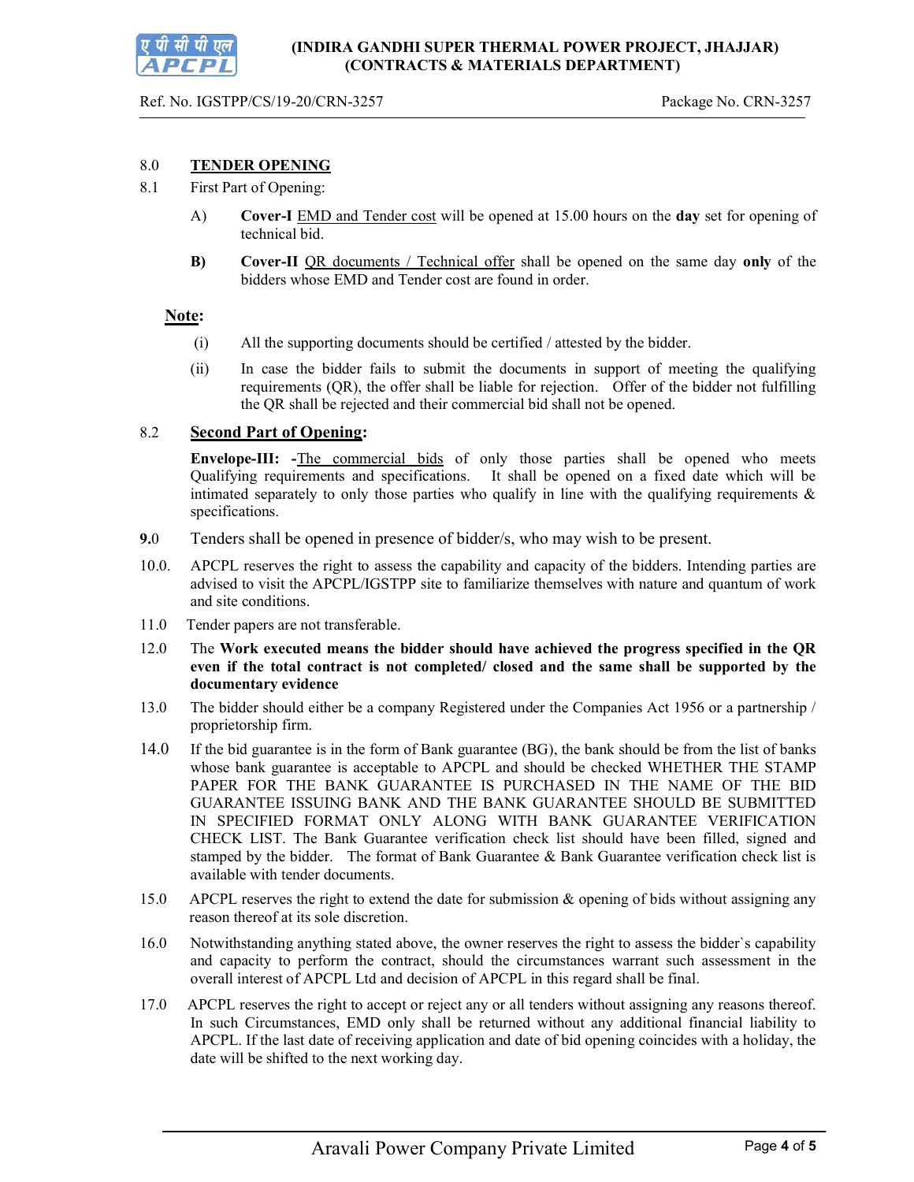## 8.0 TENDER OPENING

8.1 First Part of Opening:

A) **Cover-I** EMD and Tender cost will be opened at 15.00 hours on the **day** set for opening of technical bid.

**B)** **Cover-II** QR documents / Technical offer shall be opened on the same day **only** of the bidders whose EMD and Tender cost are found in order.

**Note:**

(i) All the supporting documents should be certified / attested by the bidder.

(ii) In case the bidder fails to submit the documents in support of meeting the qualifying requirements (QR), the offer shall be liable for rejection. Offer of the bidder not fulfilling the QR shall be rejected and their commercial bid shall not be opened.

8.2 **Second Part of Opening:**

**Envelope-III: -**The commercial bids of only those parties shall be opened who meets Qualifying requirements and specifications. It shall be opened on a fixed date which will be intimated separately to only those parties who qualify in line with the qualifying requirements & specifications.

**9.**0 Tenders shall be opened in presence of bidder/s, who may wish to be present.

10.0. APCPL reserves the right to assess the capability and capacity of the bidders. Intending parties are advised to visit the APCPL/IGSTPP site to familiarize themselves with nature and quantum of work and site conditions.

11.0 Tender papers are not transferable.

12.0 The **Work executed means the bidder should have achieved the progress specified in the QR even if the total contract is not completed/ closed and the same shall be supported by the documentary evidence**

13.0 The bidder should either be a company Registered under the Companies Act 1956 or a partnership / proprietorship firm.

14.0 If the bid guarantee is in the form of Bank guarantee (BG), the bank should be from the list of banks whose bank guarantee is acceptable to APCPL and should be checked WHETHER THE STAMP PAPER FOR THE BANK GUARANTEE IS PURCHASED IN THE NAME OF THE BID GUARANTEE ISSUING BANK AND THE BANK GUARANTEE SHOULD BE SUBMITTED IN SPECIFIED FORMAT ONLY ALONG WITH BANK GUARANTEE VERIFICATION CHECK LIST. The Bank Guarantee verification check list should have been filled, signed and stamped by the bidder. The format of Bank Guarantee & Bank Guarantee verification check list is available with tender documents.

15.0 APCPL reserves the right to extend the date for submission & opening of bids without assigning any reason thereof at its sole discretion.

16.0 Notwithstanding anything stated above, the owner reserves the right to assess the bidder`s capability and capacity to perform the contract, should the circumstances warrant such assessment in the overall interest of APCPL Ltd and decision of APCPL in this regard shall be final.

17.0 APCPL reserves the right to accept or reject any or all tenders without assigning any reasons thereof. In such Circumstances, EMD only shall be returned without any additional financial liability to APCPL. If the last date of receiving application and date of bid opening coincides with a holiday, the date will be shifted to the next working day.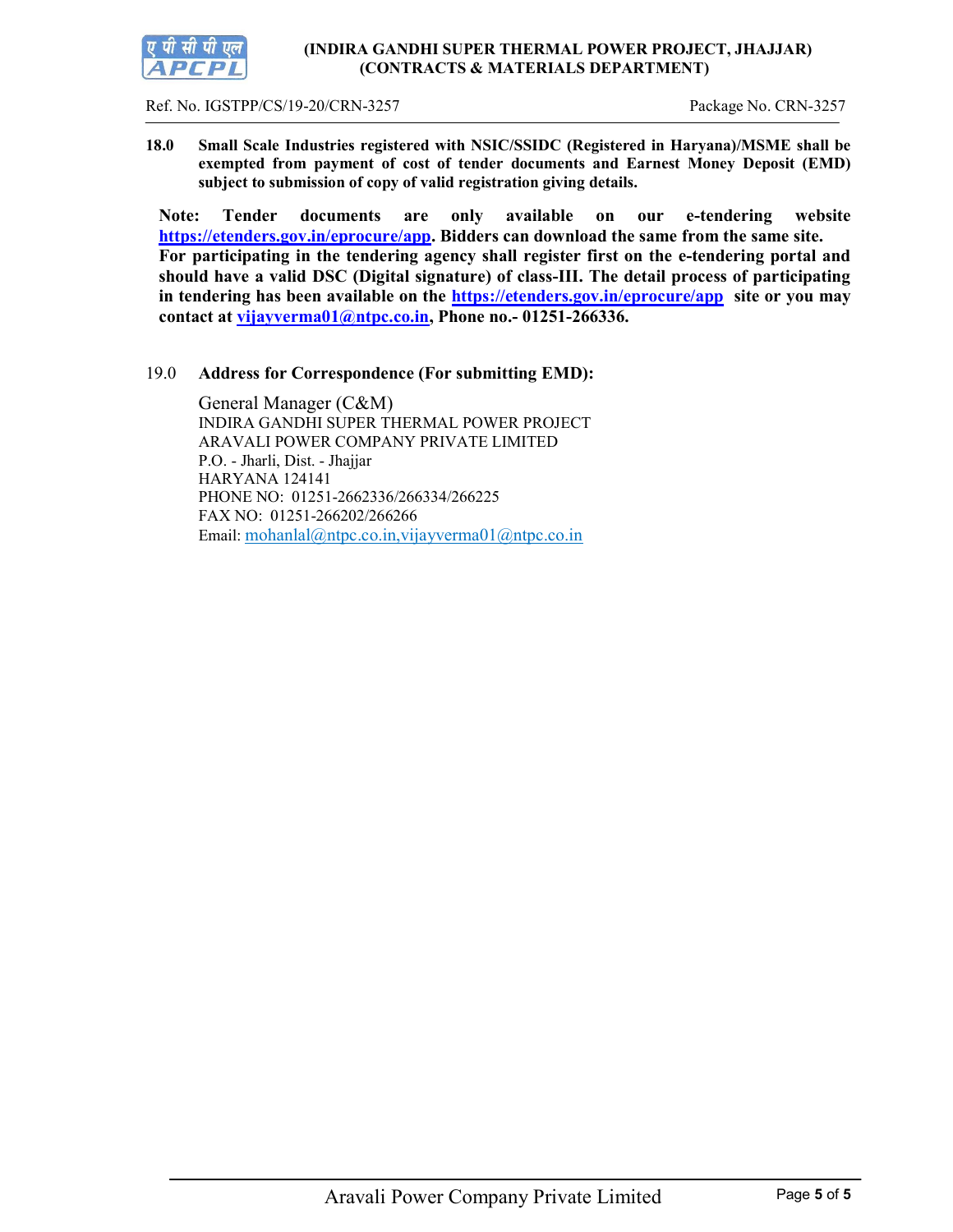**18.0 Small Scale Industries registered with NSIC/SSIDC (Registered in Haryana)/MSME shall be exempted from payment of cost of tender documents and Earnest Money Deposit (EMD) subject to submission of copy of valid registration giving details.**

**Note: Tender documents are only available on our e-tendering website https://etenders.gov.in/eprocure/app. Bidders can download the same from the same site. For participating in the tendering agency shall register first on the e-tendering portal and should have a valid DSC (Digital signature) of class-III. The detail process of participating in tendering has been available on the https://etenders.gov.in/eprocure/app site or you may contact at vijayverma01@ntpc.co.in, Phone no.- 01251-266336.**

19.0 **Address for Correspondence (For submitting EMD):**

General Manager (C&M)
INDIRA GANDHI SUPER THERMAL POWER PROJECT
ARAVALI POWER COMPANY PRIVATE LIMITED
P.O. - Jharli, Dist. - Jhajjar
HARYANA 124141
PHONE NO: 01251-2662336/266334/266225
FAX NO: 01251-266202/266266
Email: mohanlal@ntpc.co.in,vijayverma01@ntpc.co.in